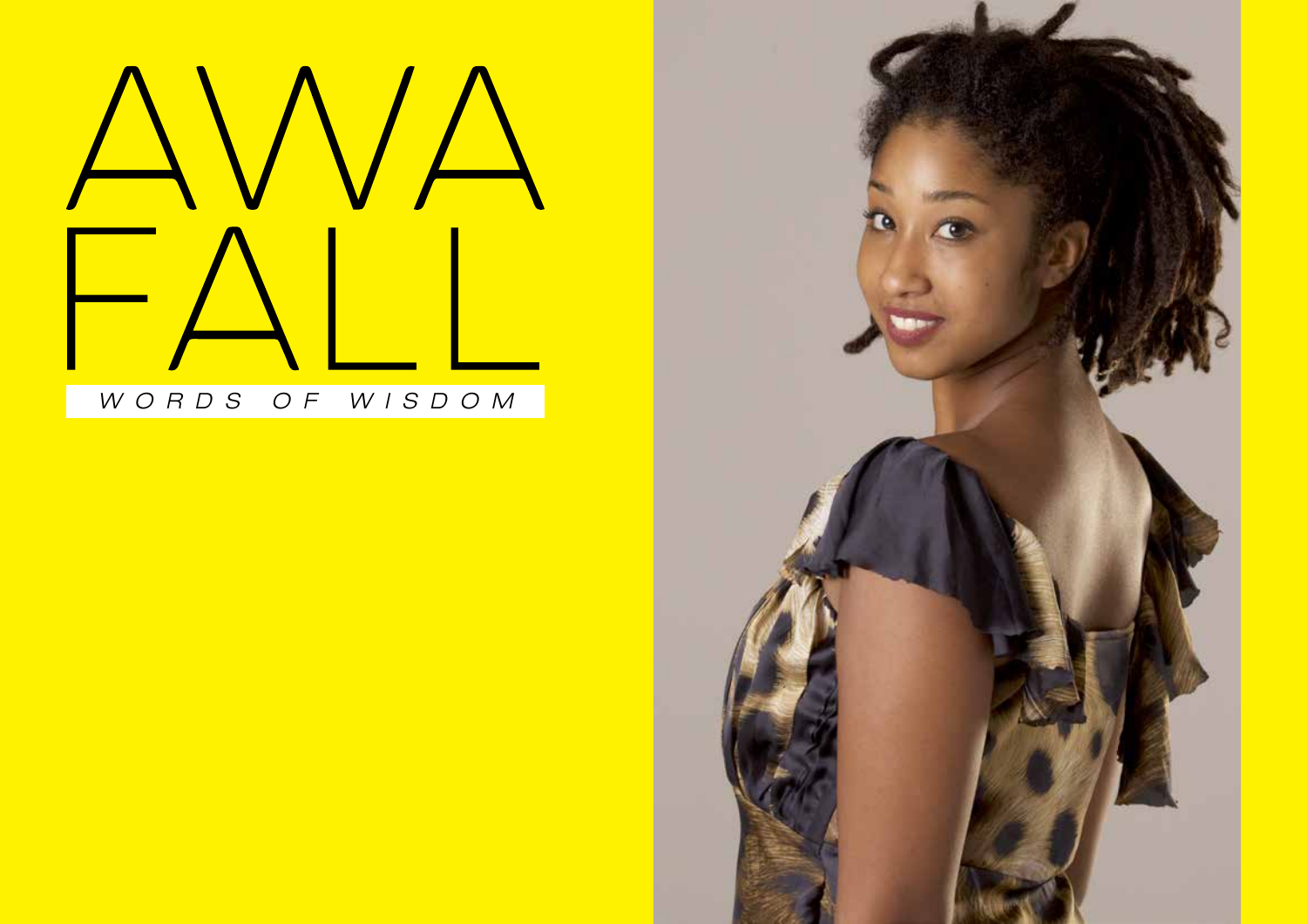# AWA FALL

*WORDS OF WISDOM*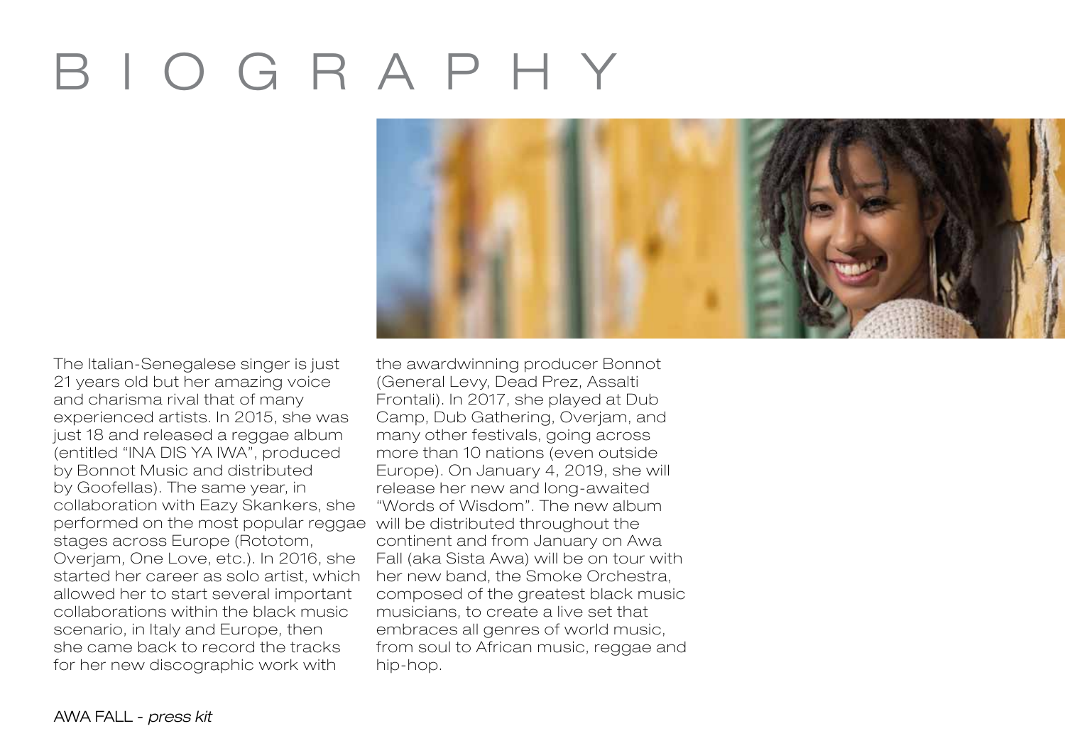# BIOGRAPHY

The Italian-Senegalese singer is just 21 years old but her amazing voice and charisma rival that of many experienced artists. In 2015, she was just 18 and released a reggae album (entitled "INA DIS YA IWA", produced by Bonnot Music and distributed by Goofellas). The same year, in collaboration with Eazy Skankers, she performed on the most popular reggae stages across Europe (Rototom, Overjam, One Love, etc.). In 2016, she started her career as solo artist, which allowed her to start several important collaborations within the black music scenario, in Italy and Europe, then she came back to record the tracks for her new discographic work with the awardwinning producer Bonnot (General Levy, Dead Prez, Assalti Frontali). In 2017, she played at Dub Camp, Dub Gathering, Overjam, and many other festivals, going across more than 10 nations (even outside Europe). On January 4, 2019, she will release her new and long-awaited "Words of Wisdom". The new album will be distributed throughout the continent and from January on Awa Fall (aka Sista Awa) will be on tour with her new band, the Smoke Orchestra, composed of the greatest black music musicians, to create a live set that embraces all genres of world music, from soul to African music, reggae and hip-hop.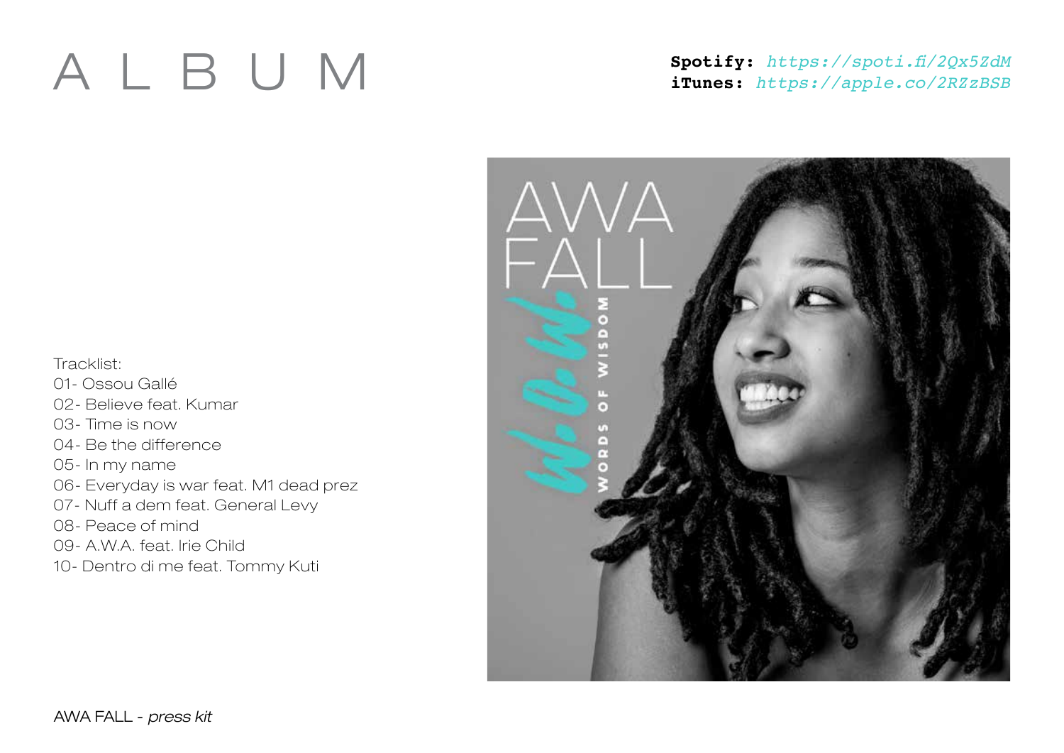# ALBUM

**Spotify:** *https://spoti.fi/2Qx5ZdM*
**iTunes:** *https://apple.co/2RZzBSB*

Tracklist:
01- Ossou Gallé
02- Believe feat. Kumar
03- Time is now
04- Be the difference
05- In my name
06- Everyday is war feat. M1 dead prez
07- Nuff a dem feat. General Levy
08- Peace of mind
09- A.W.A. feat. Irie Child
10- Dentro di me feat. Tommy Kuti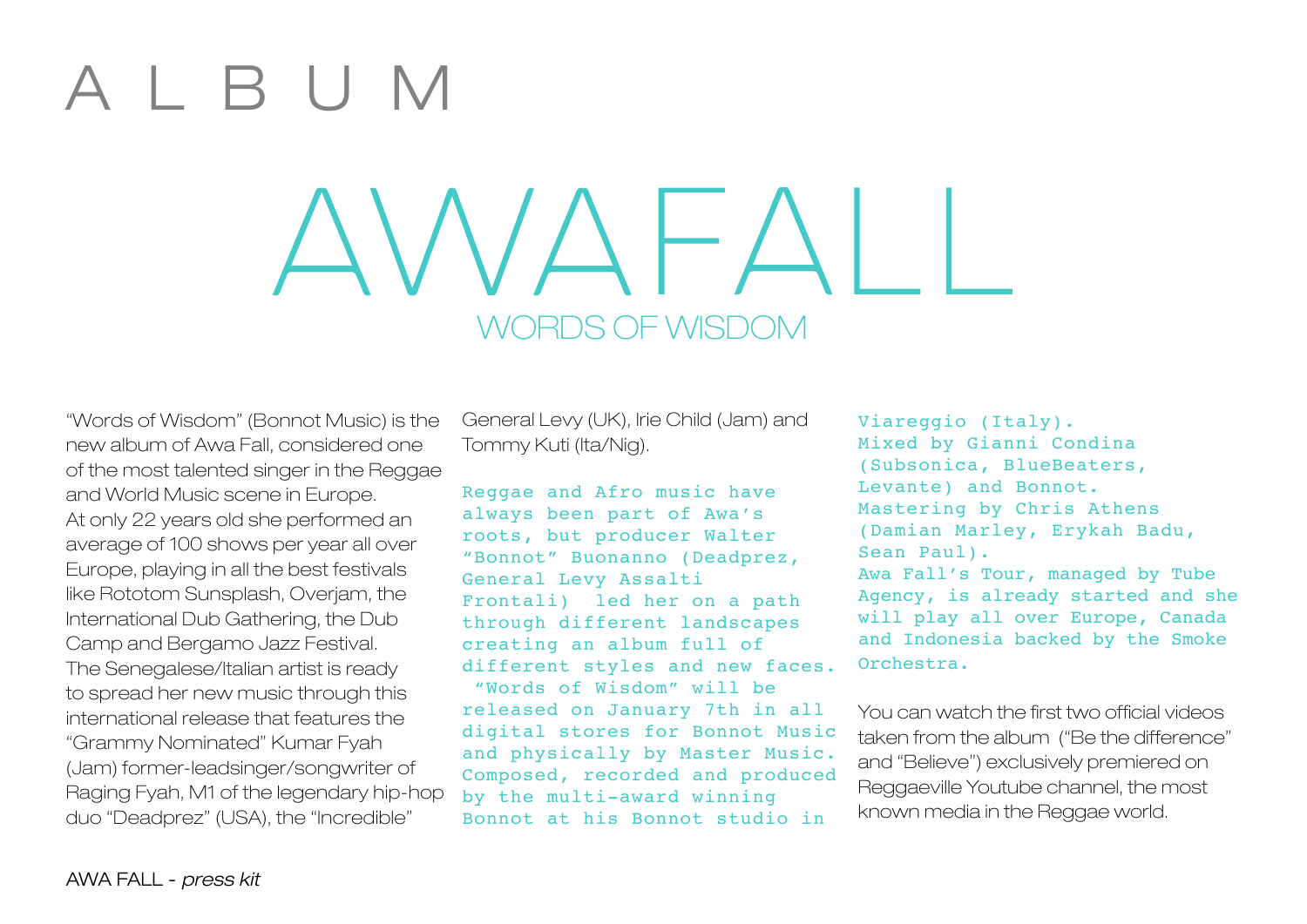# A L B U M

# AWAFALL

## WORDS OF WISDOM

"Words of Wisdom" (Bonnot Music) is the new album of Awa Fall, considered one of the most talented singer in the Reggae and World Music scene in Europe.
At only 22 years old she performed an average of 100 shows per year all over Europe, playing in all the best festivals like Rototom Sunsplash, Overjam, the International Dub Gathering, the Dub Camp and Bergamo Jazz Festival.
The Senegalese/Italian artist is ready to spread her new music through this international release that features the "Grammy Nominated" Kumar Fyah (Jam) former-leadsinger/songwriter of Raging Fyah, M1 of the legendary hip-hop duo "Deadprez" (USA), the "Incredible" General Levy (UK), Irie Child (Jam) and Tommy Kuti (Ita/Nig).

Reggae and Afro music have always been part of Awa's roots, but producer Walter "Bonnot" Buonanno (Deadprez, General Levy Assalti Frontali) led her on a path through different landscapes creating an album full of different styles and new faces.
"Words of Wisdom" will be released on January 7th in all digital stores for Bonnot Music and physically by Master Music.
Composed, recorded and produced by the multi-award winning Bonnot at his Bonnot studio in Viareggio (Italy).
Mixed by Gianni Condina (Subsonica, BlueBeaters, Levante) and Bonnot.
Mastering by Chris Athens (Damian Marley, Erykah Badu, Sean Paul).
Awa Fall's Tour, managed by Tube Agency, is already started and she will play all over Europe, Canada and Indonesia backed by the Smoke Orchestra.

You can watch the first two official videos taken from the album ("Be the difference" and "Believe") exclusively premiered on Reggaeville Youtube channel, the most known media in the Reggae world.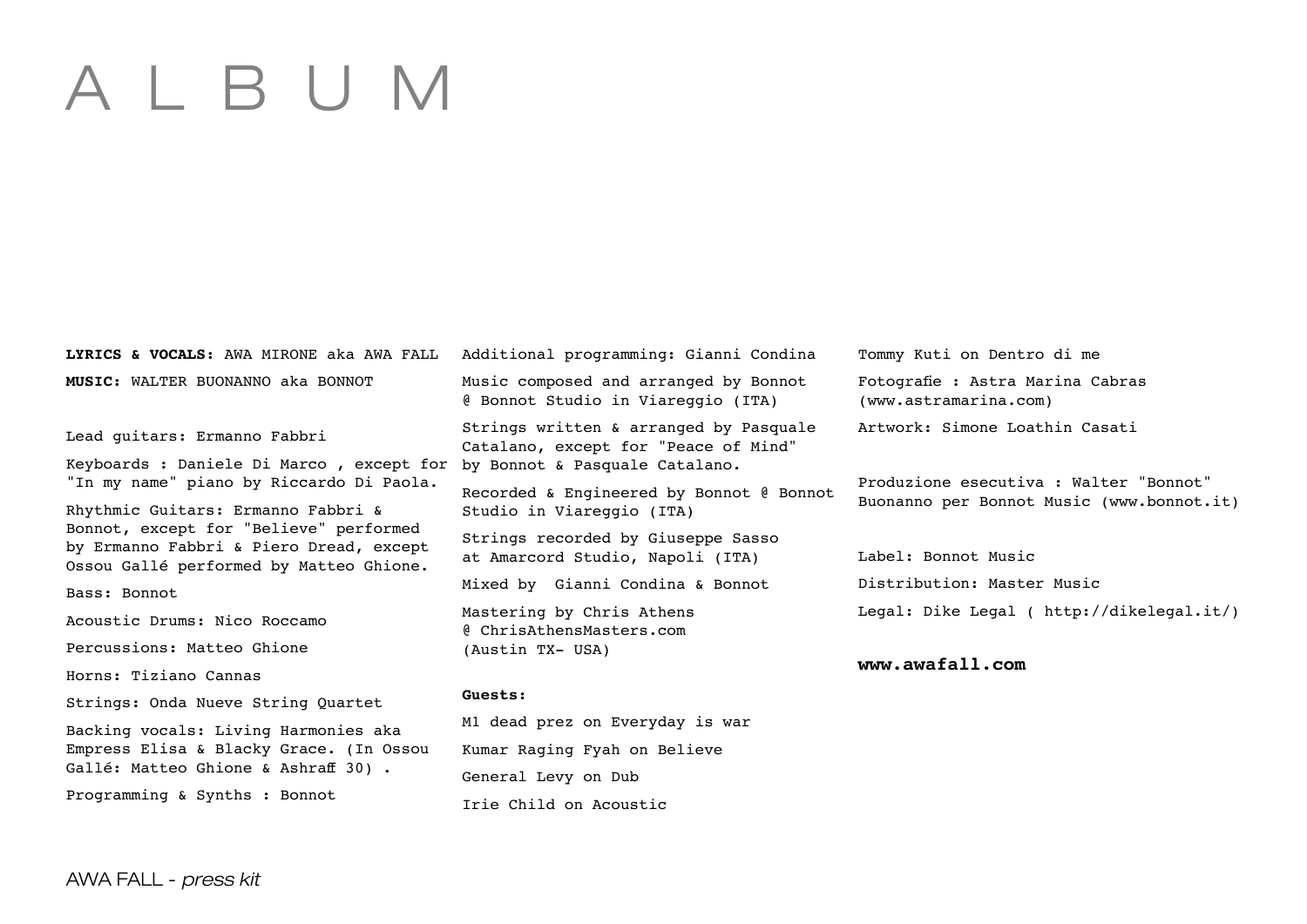# A L B U M

**LYRICS & VOCALS:** AWA MIRONE aka AWA FALL

**MUSIC:** WALTER BUONANNO aka BONNOT

Lead guitars: Ermanno Fabbri

Keyboards : Daniele Di Marco , except for "In my name" piano by Riccardo Di Paola.

Rhythmic Guitars: Ermanno Fabbri & Bonnot, except for "Believe" performed by Ermanno Fabbri & Piero Dread, except Ossou Gallé performed by Matteo Ghione.

Bass: Bonnot

Acoustic Drums: Nico Roccamo

Percussions: Matteo Ghione

Horns: Tiziano Cannas

Strings: Onda Nueve String Quartet

Backing vocals: Living Harmonies aka Empress Elisa & Blacky Grace. (In Ossou Gallé: Matteo Ghione & Ashraff 30) .

Programming & Synths : Bonnot

Additional programming: Gianni Condina

Music composed and arranged by Bonnot @ Bonnot Studio in Viareggio (ITA)

Strings written & arranged by Pasquale Catalano, except for "Peace of Mind" by Bonnot & Pasquale Catalano.

Recorded & Engineered by Bonnot @ Bonnot Studio in Viareggio (ITA)

Strings recorded by Giuseppe Sasso at Amarcord Studio, Napoli (ITA)

Mixed by Gianni Condina & Bonnot

Mastering by Chris Athens @ ChrisAthensMasters.com (Austin TX- USA)

**Guests:**

M1 dead prez on Everyday is war

Kumar Raging Fyah on Believe

General Levy on Dub

Irie Child on Acoustic

Tommy Kuti on Dentro di me

Fotografie : Astra Marina Cabras (www.astramarina.com)

Artwork: Simone Loathin Casati

Produzione esecutiva : Walter "Bonnot" Buonanno per Bonnot Music (www.bonnot.it)

Label: Bonnot Music

Distribution: Master Music

Legal: Dike Legal ( http://dikelegal.it/)

**www.awafall.com**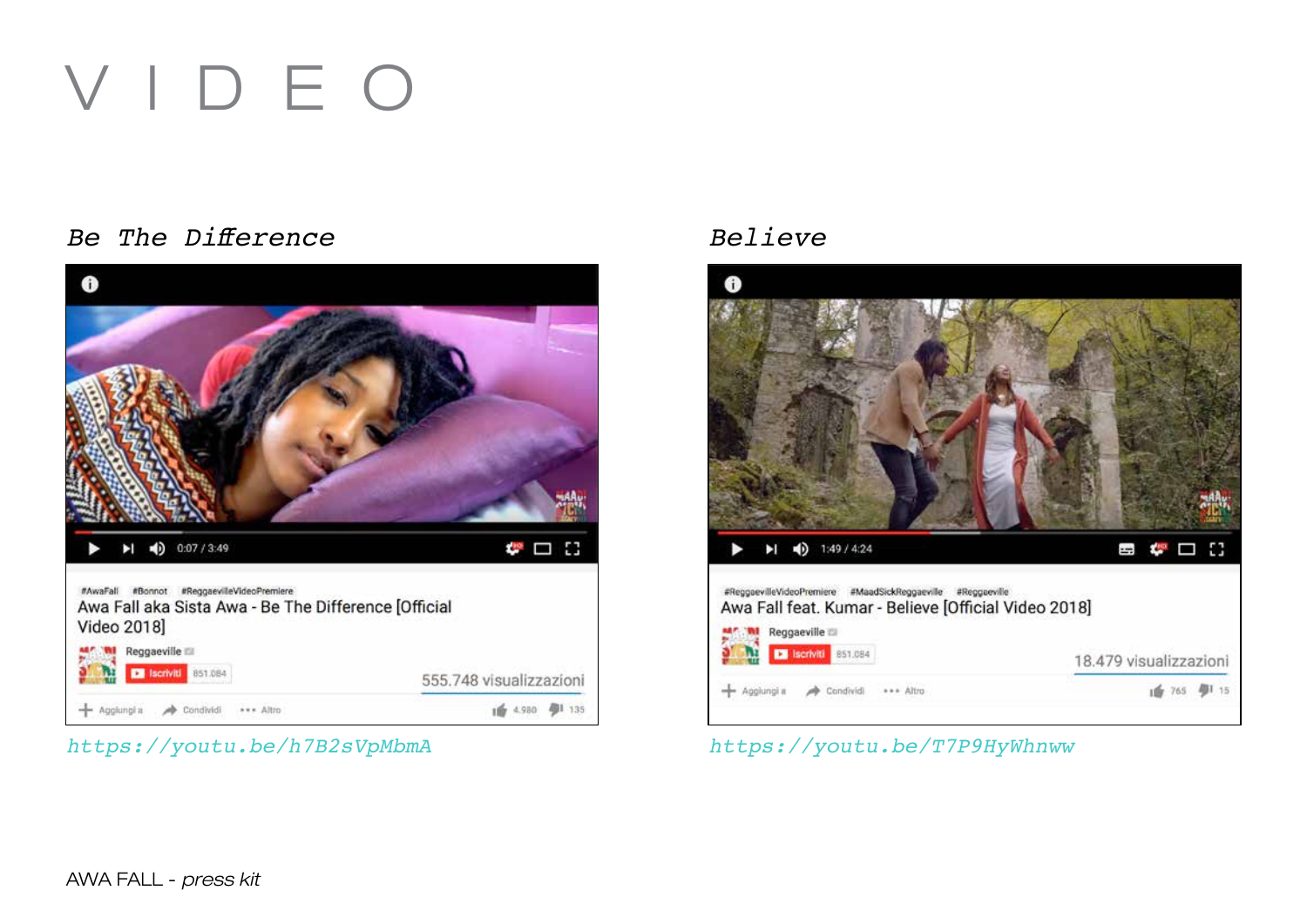# V I D E O

## *Be The Difference*

https://youtu.be/h7B2sVpMbmA

## *Believe*

https://youtu.be/T7P9HyWhnww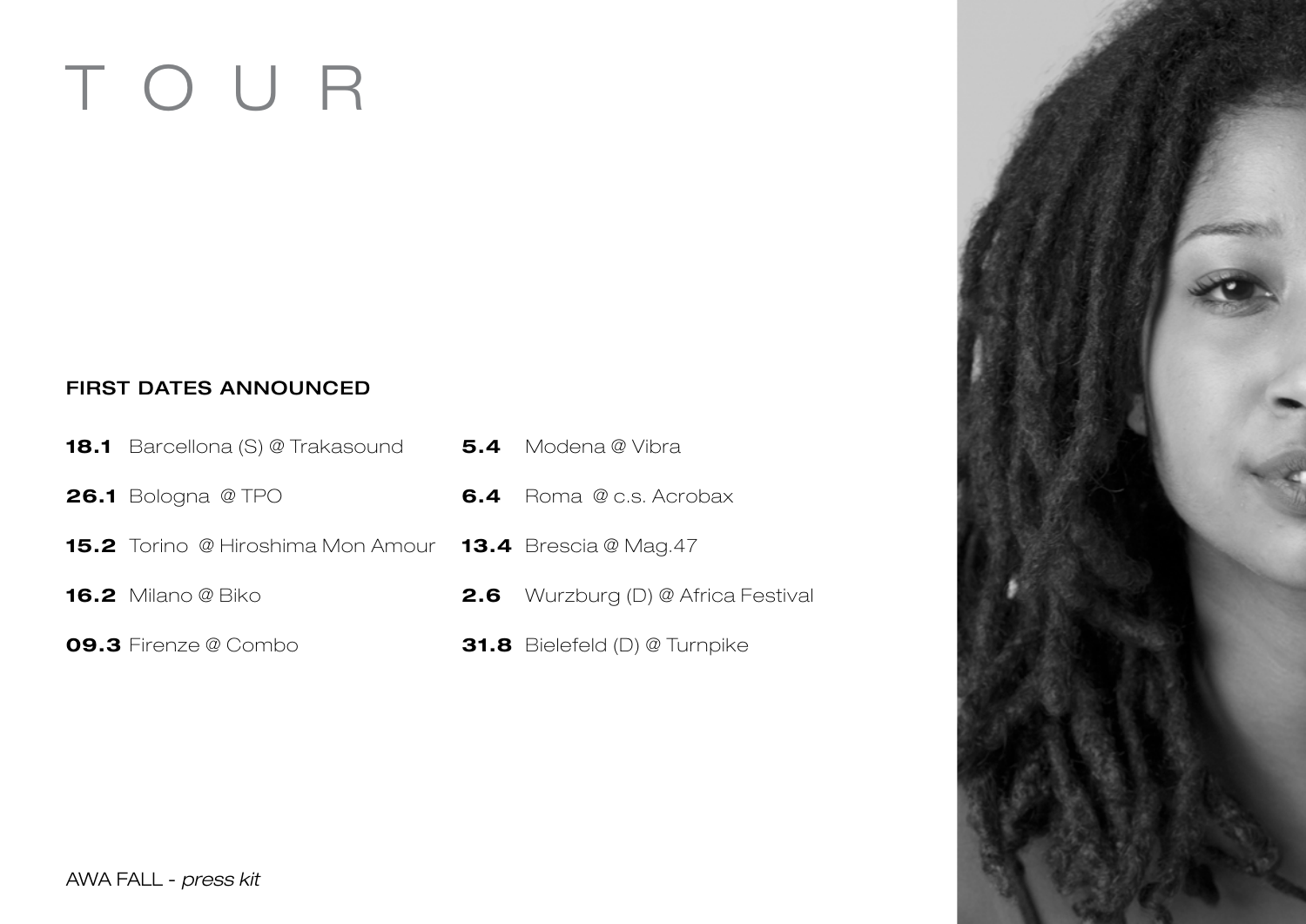# T O U R

### FIRST DATES ANNOUNCED

**18.1** Barcellona (S) @ Trakasound

**26.1** Bologna @ TPO

**15.2** Torino @ Hiroshima Mon Amour

**16.2** Milano @ Biko

**09.3** Firenze @ Combo

**5.4** Modena @ Vibra

**6.4** Roma @ c.s. Acrobax

**13.4** Brescia @ Mag.47

**2.6** Wurzburg (D) @ Africa Festival

**31.8** Bielefeld (D) @ Turnpike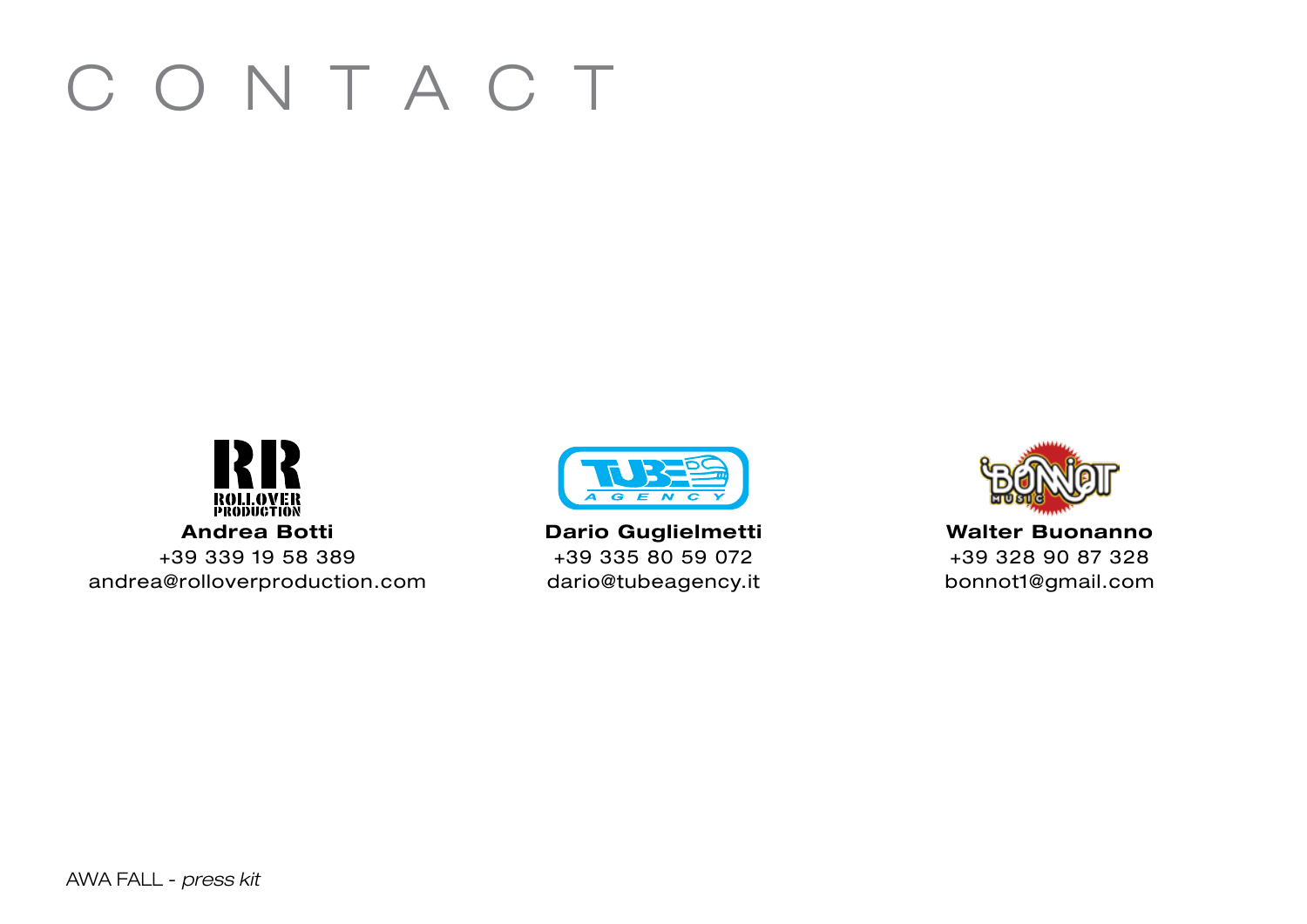# CONTACT

**Andrea Botti**
+39 339 19 58 389
andrea@rolloverproduction.com

**Dario Guglielmetti**
+39 335 80 59 072
dario@tubeagency.it

**Walter Buonanno**
+39 328 90 87 328
bonnot1@gmail.com